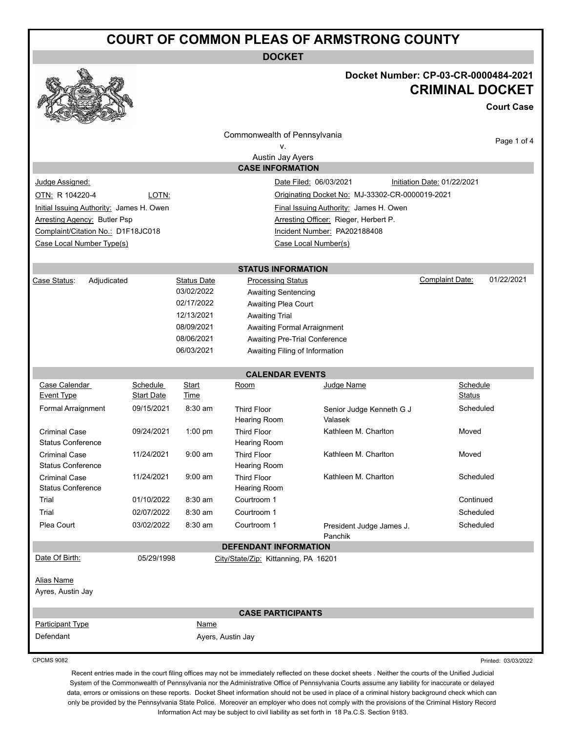# COURT OF COMMON PLEAS OF ARMSTRONG COUNTY

## DOCKET

**Docket Number: CP-03-CR-0000484-2021**

## CRIMINAL DOCKET

**Court Case**

Commonwealth of Pennsylvania
v.
Austin Jay Ayers

### CASE INFORMATION

| | |
|---|---|
| Judge Assigned: | Date Filed: 06/03/2021 &nbsp; Initiation Date: 01/22/2021 |
| OTN: R 104220-4 &nbsp; LOTN: | Originating Docket No: MJ-33302-CR-0000019-2021 |
| Initial Issuing Authority: James H. Owen | Final Issuing Authority: James H. Owen |
| Arresting Agency: Butler Psp | Arresting Officer: Rieger, Herbert P. |
| Complaint/Citation No.: D1F18JC018 | Incident Number: PA202188408 |
| Case Local Number Type(s) | Case Local Number(s) |

### STATUS INFORMATION

Case Status: Adjudicated

Complaint Date: 01/22/2021

| Status Date | Processing Status |
|---|---|
| 03/02/2022 | Awaiting Sentencing |
| 02/17/2022 | Awaiting Plea Court |
| 12/13/2021 | Awaiting Trial |
| 08/09/2021 | Awaiting Formal Arraignment |
| 08/06/2021 | Awaiting Pre-Trial Conference |
| 06/03/2021 | Awaiting Filing of Information |

### CALENDAR EVENTS

| Case Calendar Event Type | Schedule Start Date | Start Time | Room | Judge Name | Schedule Status |
|---|---|---|---|---|---|
| Formal Arraignment | 09/15/2021 | 8:30 am | Third Floor Hearing Room | Senior Judge Kenneth G J Valasek | Scheduled |
| Criminal Case Status Conference | 09/24/2021 | 1:00 pm | Third Floor Hearing Room | Kathleen M. Charlton | Moved |
| Criminal Case Status Conference | 11/24/2021 | 9:00 am | Third Floor Hearing Room | Kathleen M. Charlton | Moved |
| Criminal Case Status Conference | 11/24/2021 | 9:00 am | Third Floor Hearing Room | Kathleen M. Charlton | Scheduled |
| Trial | 01/10/2022 | 8:30 am | Courtroom 1 | | Continued |
| Trial | 02/07/2022 | 8:30 am | Courtroom 1 | | Scheduled |
| Plea Court | 03/02/2022 | 8:30 am | Courtroom 1 | President Judge James J. Panchik | Scheduled |

### DEFENDANT INFORMATION

Date Of Birth: 05/29/1998 &nbsp; City/State/Zip: Kittanning, PA 16201

Alias Name
Ayres, Austin Jay

### CASE PARTICIPANTS

| Participant Type | Name |
|---|---|
| Defendant | Ayers, Austin Jay |

CPCMS 9082 &nbsp; Printed: 03/03/2022

Recent entries made in the court filing offices may not be immediately reflected on these docket sheets . Neither the courts of the Unified Judicial System of the Commonwealth of Pennsylvania nor the Administrative Office of Pennsylvania Courts assume any liability for inaccurate or delayed data, errors or omissions on these reports. Docket Sheet information should not be used in place of a criminal history background check which can only be provided by the Pennsylvania State Police. Moreover an employer who does not comply with the provisions of the Criminal History Record Information Act may be subject to civil liability as set forth in 18 Pa.C.S. Section 9183.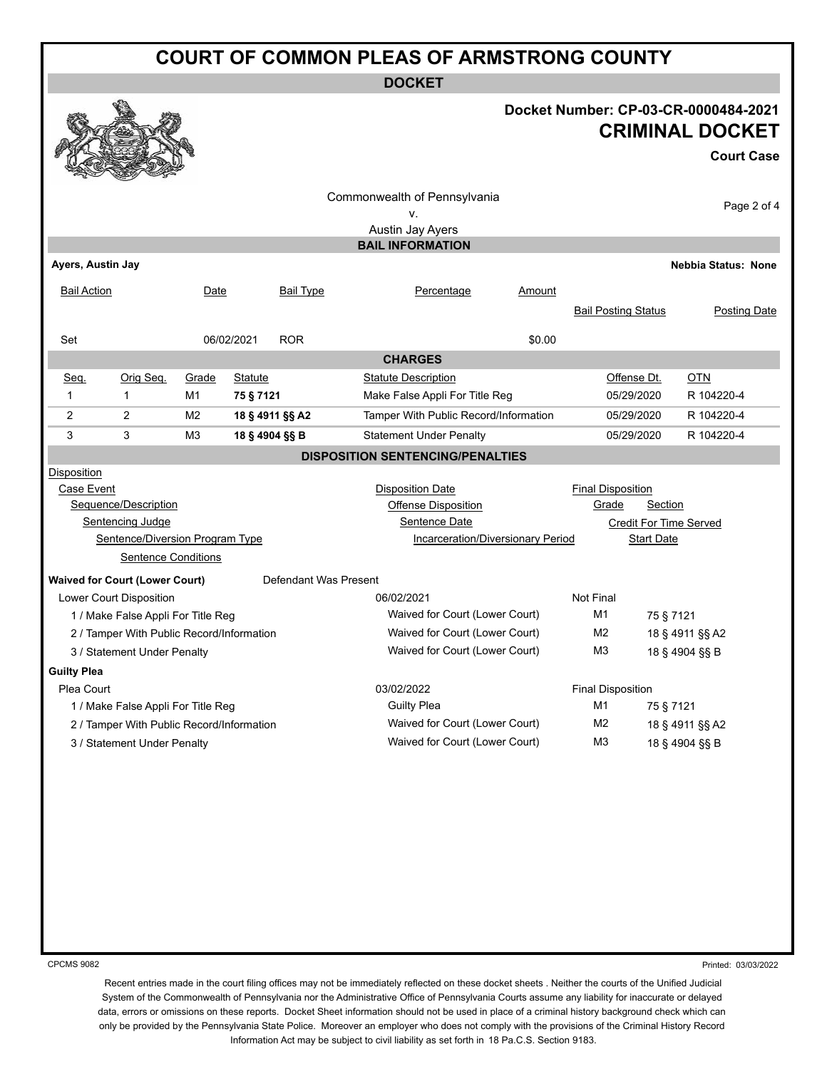# COURT OF COMMON PLEAS OF ARMSTRONG COUNTY

## DOCKET

**Docket Number: CP-03-CR-0000484-2021**

**CRIMINAL DOCKET**

**Court Case**

Commonwealth of Pennsylvania
v.
Austin Jay Ayers

## BAIL INFORMATION

**Ayers, Austin Jay** — **Nebbia Status: None**

| Bail Action | Date | Bail Type | Percentage | Amount | Bail Posting Status | Posting Date |
|---|---|---|---|---|---|---|
| Set | 06/02/2021 | ROR | | $0.00 | | |

## CHARGES

| Seq. | Orig Seq. | Grade | Statute | Statute Description | Offense Dt. | OTN |
|---|---|---|---|---|---|---|
| 1 | 1 | M1 | **75 § 7121** | Make False Appli For Title Reg | 05/29/2020 | R 104220-4 |
| 2 | 2 | M2 | **18 § 4911 §§ A2** | Tamper With Public Record/Information | 05/29/2020 | R 104220-4 |
| 3 | 3 | M3 | **18 § 4904 §§ B** | Statement Under Penalty | 05/29/2020 | R 104220-4 |

## DISPOSITION SENTENCING/PENALTIES

Disposition
- Case Event — Disposition Date — Final Disposition
  - Sequence/Description — Offense Disposition — Grade — Section
    - Sentencing Judge — Sentence Date — Credit For Time Served
      - Sentence/Diversion Program Type — Incarceration/Diversionary Period — Start Date
        - Sentence Conditions

**Waived for Court (Lower Court)** — Defendant Was Present

| Case Event / Sequence/Description | Disposition Date / Offense Disposition | Final Disposition / Grade | Section |
|---|---|---|---|
| Lower Court Disposition | 06/02/2021 | Not Final | |
| 1 / Make False Appli For Title Reg | Waived for Court (Lower Court) | M1 | 75 § 7121 |
| 2 / Tamper With Public Record/Information | Waived for Court (Lower Court) | M2 | 18 § 4911 §§ A2 |
| 3 / Statement Under Penalty | Waived for Court (Lower Court) | M3 | 18 § 4904 §§ B |

**Guilty Plea**

| Case Event / Sequence/Description | Disposition Date / Offense Disposition | Final Disposition / Grade | Section |
|---|---|---|---|
| Plea Court | 03/02/2022 | Final Disposition | |
| 1 / Make False Appli For Title Reg | Guilty Plea | M1 | 75 § 7121 |
| 2 / Tamper With Public Record/Information | Waived for Court (Lower Court) | M2 | 18 § 4911 §§ A2 |
| 3 / Statement Under Penalty | Waived for Court (Lower Court) | M3 | 18 § 4904 §§ B |

CPCMS 9082 — Printed: 03/03/2022

Recent entries made in the court filing offices may not be immediately reflected on these docket sheets . Neither the courts of the Unified Judicial System of the Commonwealth of Pennsylvania nor the Administrative Office of Pennsylvania Courts assume any liability for inaccurate or delayed data, errors or omissions on these reports. Docket Sheet information should not be used in place of a criminal history background check which can only be provided by the Pennsylvania State Police. Moreover an employer who does not comply with the provisions of the Criminal History Record Information Act may be subject to civil liability as set forth in 18 Pa.C.S. Section 9183.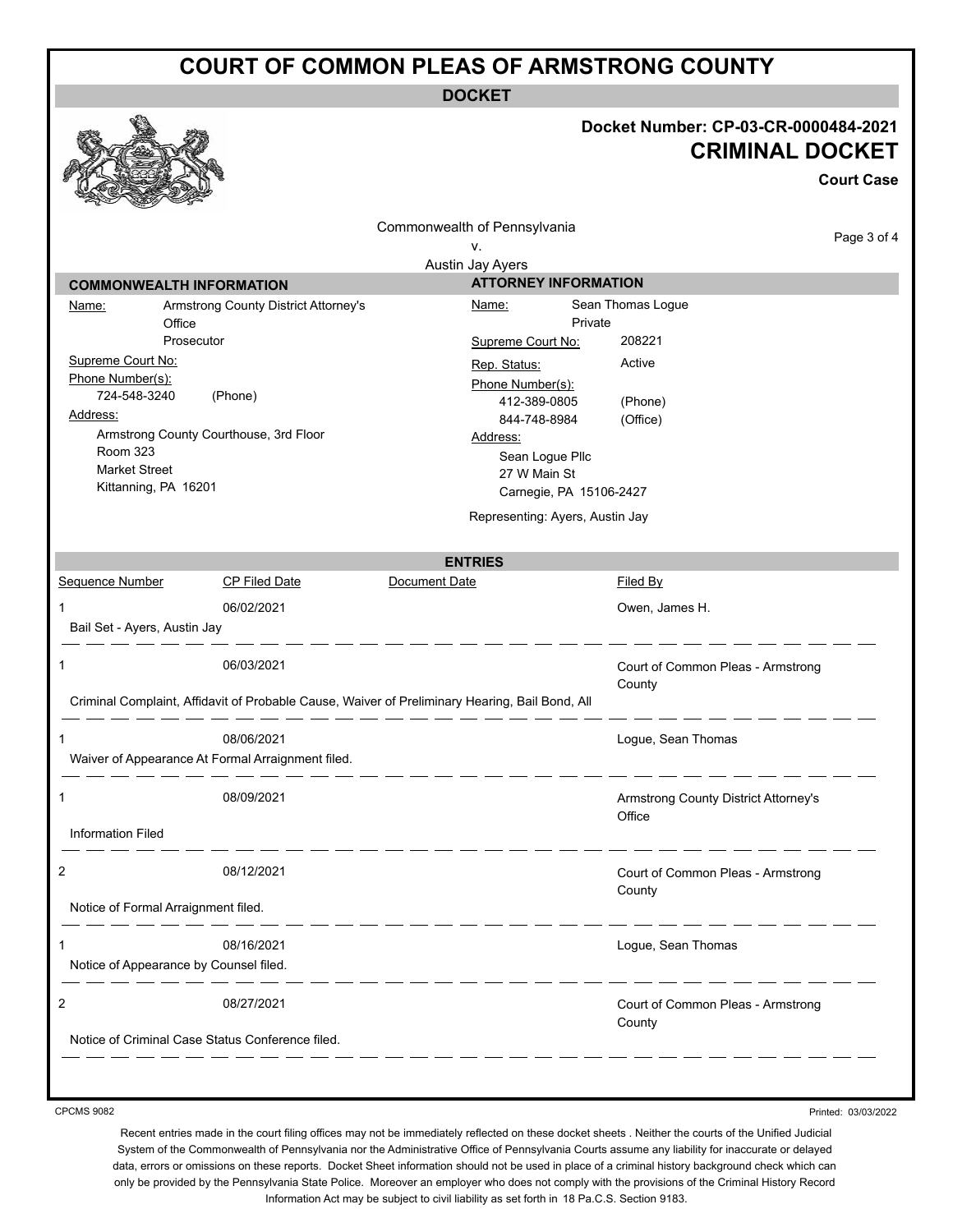# COURT OF COMMON PLEAS OF ARMSTRONG COUNTY

## DOCKET

**Docket Number: CP-03-CR-0000484-2021**

**CRIMINAL DOCKET**

**Court Case**

Commonwealth of Pennsylvania
v.
Austin Jay Ayers

### COMMONWEALTH INFORMATION

Name: Armstrong County District Attorney's Office
Prosecutor

Supreme Court No:

Phone Number(s):
724-548-3240 (Phone)

Address:
Armstrong County Courthouse, 3rd Floor
Room 323
Market Street
Kittanning, PA 16201

### ATTORNEY INFORMATION

Name: Sean Thomas Logue
Private

Supreme Court No: 208221

Rep. Status: Active

Phone Number(s):
412-389-0805 (Phone)
844-748-8984 (Office)

Address:
Sean Logue Pllc
27 W Main St
Carnegie, PA 15106-2427

Representing: Ayers, Austin Jay

### ENTRIES

| Sequence Number | CP Filed Date | Document Date | Filed By |
|---|---|---|---|
| 1 | 06/02/2021 | | Owen, James H. |
| Bail Set - Ayers, Austin Jay | | | |
| 1 | 06/03/2021 | | Court of Common Pleas - Armstrong County |
| Criminal Complaint, Affidavit of Probable Cause, Waiver of Preliminary Hearing, Bail Bond, All | | | |
| 1 | 08/06/2021 | | Logue, Sean Thomas |
| Waiver of Appearance At Formal Arraignment filed. | | | |
| 1 | 08/09/2021 | | Armstrong County District Attorney's Office |
| Information Filed | | | |
| 2 | 08/12/2021 | | Court of Common Pleas - Armstrong County |
| Notice of Formal Arraignment filed. | | | |
| 1 | 08/16/2021 | | Logue, Sean Thomas |
| Notice of Appearance by Counsel filed. | | | |
| 2 | 08/27/2021 | | Court of Common Pleas - Armstrong County |
| Notice of Criminal Case Status Conference filed. | | | |

CPCMS 9082

Printed: 03/03/2022

Recent entries made in the court filing offices may not be immediately reflected on these docket sheets . Neither the courts of the Unified Judicial System of the Commonwealth of Pennsylvania nor the Administrative Office of Pennsylvania Courts assume any liability for inaccurate or delayed data, errors or omissions on these reports. Docket Sheet information should not be used in place of a criminal history background check which can only be provided by the Pennsylvania State Police. Moreover an employer who does not comply with the provisions of the Criminal History Record Information Act may be subject to civil liability as set forth in 18 Pa.C.S. Section 9183.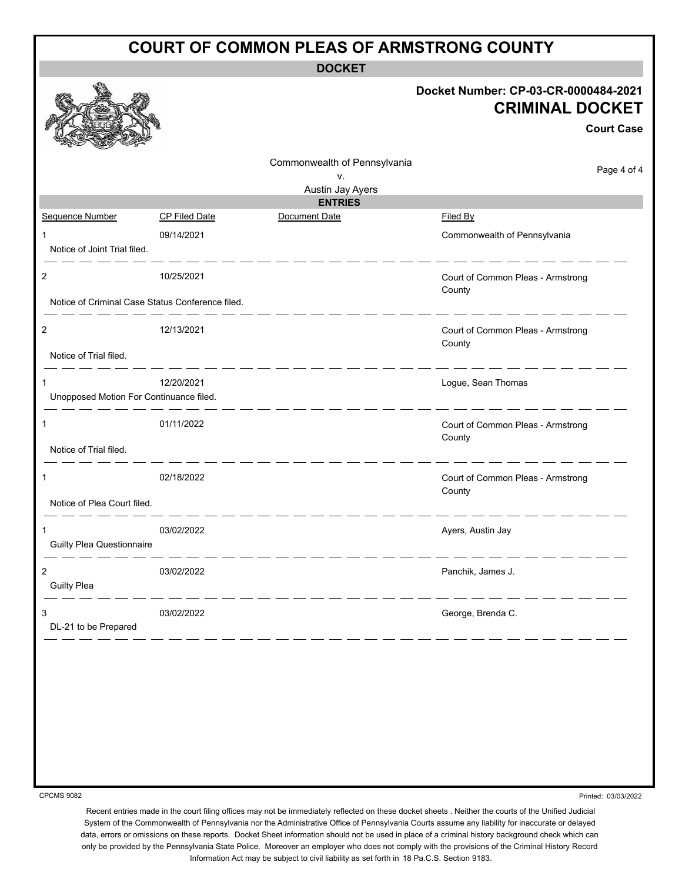# COURT OF COMMON PLEAS OF ARMSTRONG COUNTY

**DOCKET**

**Docket Number: CP-03-CR-0000484-2021**

## CRIMINAL DOCKET

**Court Case**

Commonwealth of Pennsylvania
v.
Austin Jay Ayers

**ENTRIES**

| Sequence Number | CP Filed Date | Document Date | Filed By |
|---|---|---|---|
| 1<br>Notice of Joint Trial filed. | 09/14/2021 | | Commonwealth of Pennsylvania |
| 2<br>Notice of Criminal Case Status Conference filed. | 10/25/2021 | | Court of Common Pleas - Armstrong County |
| 2<br>Notice of Trial filed. | 12/13/2021 | | Court of Common Pleas - Armstrong County |
| 1<br>Unopposed Motion For Continuance filed. | 12/20/2021 | | Logue, Sean Thomas |
| 1<br>Notice of Trial filed. | 01/11/2022 | | Court of Common Pleas - Armstrong County |
| 1<br>Notice of Plea Court filed. | 02/18/2022 | | Court of Common Pleas - Armstrong County |
| 1<br>Guilty Plea Questionnaire | 03/02/2022 | | Ayers, Austin Jay |
| 2<br>Guilty Plea | 03/02/2022 | | Panchik, James J. |
| 3<br>DL-21 to be Prepared | 03/02/2022 | | George, Brenda C. |

CPCMS 9082

Printed: 03/03/2022

Recent entries made in the court filing offices may not be immediately reflected on these docket sheets . Neither the courts of the Unified Judicial System of the Commonwealth of Pennsylvania nor the Administrative Office of Pennsylvania Courts assume any liability for inaccurate or delayed data, errors or omissions on these reports. Docket Sheet information should not be used in place of a criminal history background check which can only be provided by the Pennsylvania State Police. Moreover an employer who does not comply with the provisions of the Criminal History Record Information Act may be subject to civil liability as set forth in 18 Pa.C.S. Section 9183.